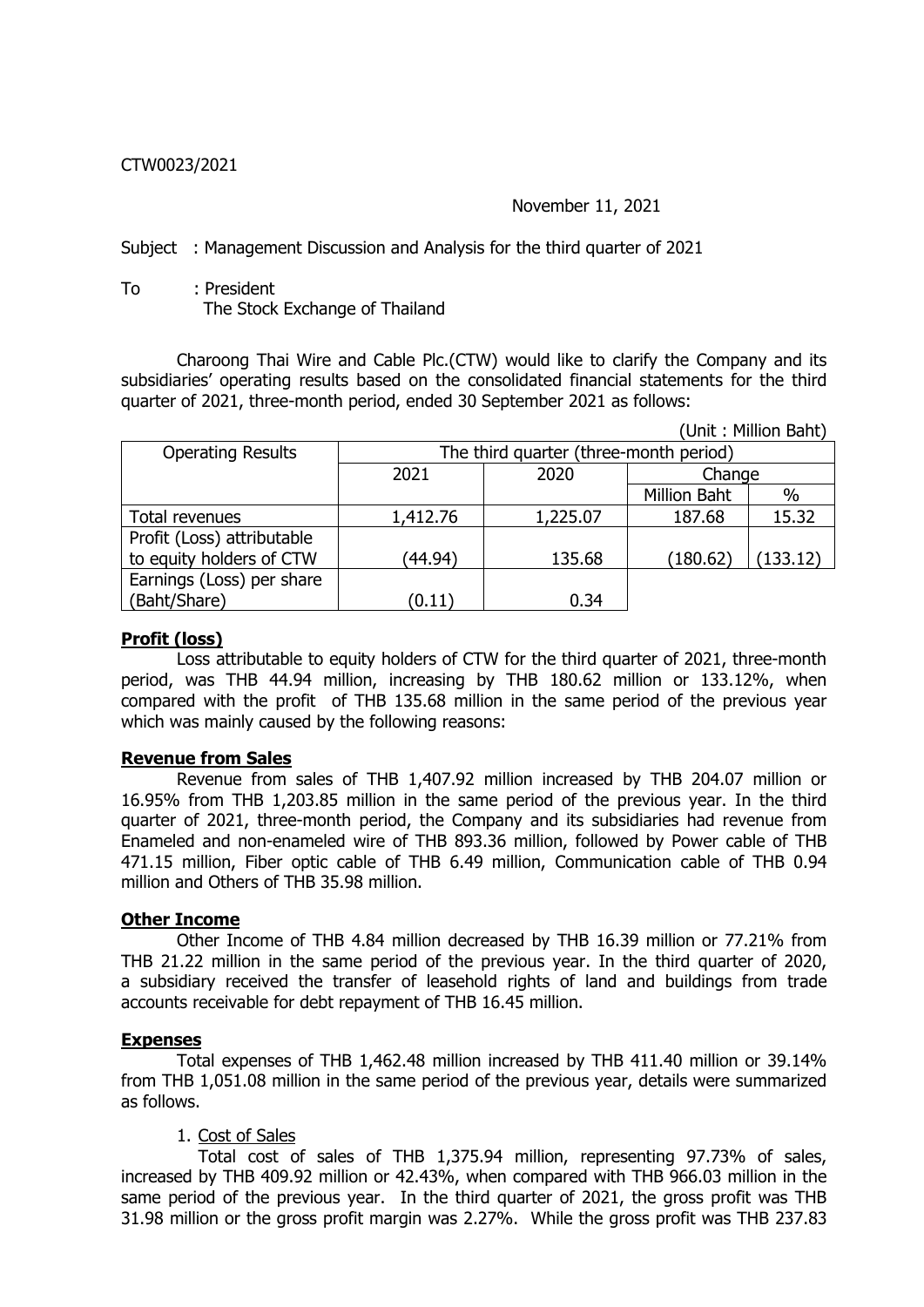CTW0023/2021

November 11, 2021

Subject : Management Discussion and Analysis for the third quarter of 2021

To : President
The Stock Exchange of Thailand

Charoong Thai Wire and Cable Plc.(CTW) would like to clarify the Company and its subsidiaries' operating results based on the consolidated financial statements for the third quarter of 2021, three-month period, ended 30 September 2021 as follows:

(Unit : Million Baht)

| Operating Results | The third quarter (three-month period) | | | |
|---|---|---|---|---|
| | 2021 | 2020 | Change | |
| | | | Million Baht | % |
| Total revenues | 1,412.76 | 1,225.07 | 187.68 | 15.32 |
| Profit (Loss) attributable to equity holders of CTW | (44.94) | 135.68 | (180.62) | (133.12) |
| Earnings (Loss) per share (Baht/Share) | (0.11) | 0.34 | | |

**Profit (loss)**

Loss attributable to equity holders of CTW for the third quarter of 2021, three-month period, was THB 44.94 million, increasing by THB 180.62 million or 133.12%, when compared with the profit of THB 135.68 million in the same period of the previous year which was mainly caused by the following reasons:

**Revenue from Sales**

Revenue from sales of THB 1,407.92 million increased by THB 204.07 million or 16.95% from THB 1,203.85 million in the same period of the previous year. In the third quarter of 2021, three-month period, the Company and its subsidiaries had revenue from Enameled and non-enameled wire of THB 893.36 million, followed by Power cable of THB 471.15 million, Fiber optic cable of THB 6.49 million, Communication cable of THB 0.94 million and Others of THB 35.98 million.

**Other Income**

Other Income of THB 4.84 million decreased by THB 16.39 million or 77.21% from THB 21.22 million in the same period of the previous year. In the third quarter of 2020, a subsidiary received the transfer of leasehold rights of land and buildings from trade accounts receivable for debt repayment of THB 16.45 million.

**Expenses**

Total expenses of THB 1,462.48 million increased by THB 411.40 million or 39.14% from THB 1,051.08 million in the same period of the previous year, details were summarized as follows.

1. Cost of Sales

Total cost of sales of THB 1,375.94 million, representing 97.73% of sales, increased by THB 409.92 million or 42.43%, when compared with THB 966.03 million in the same period of the previous year. In the third quarter of 2021, the gross profit was THB 31.98 million or the gross profit margin was 2.27%. While the gross profit was THB 237.83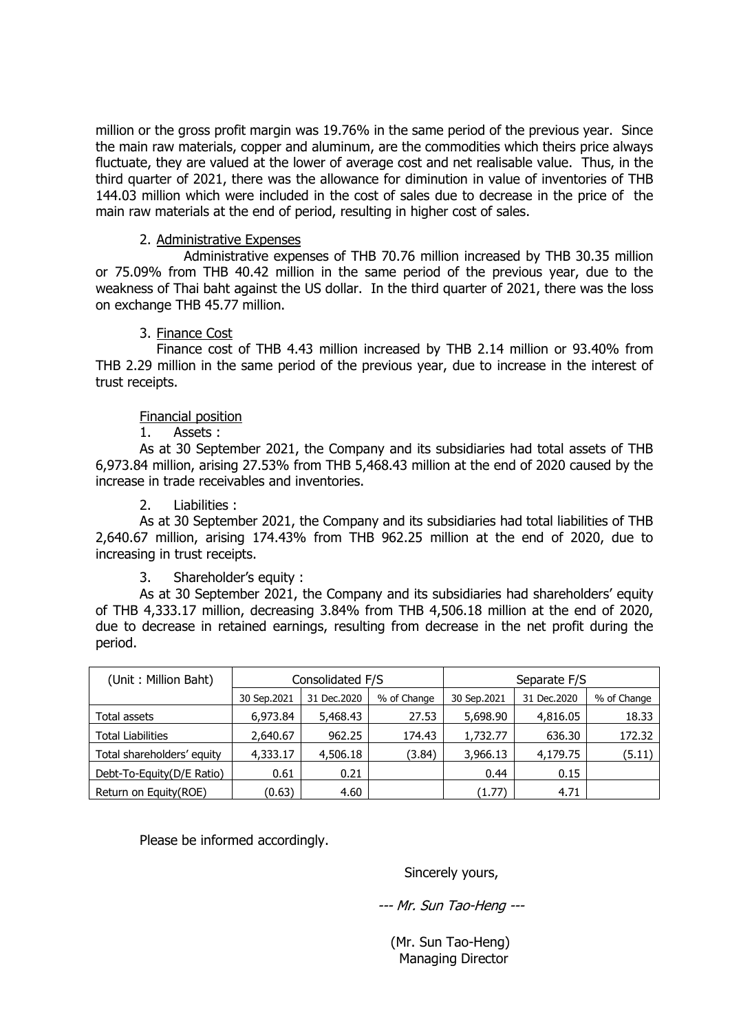million or the gross profit margin was 19.76% in the same period of the previous year. Since the main raw materials, copper and aluminum, are the commodities which theirs price always fluctuate, they are valued at the lower of average cost and net realisable value. Thus, in the third quarter of 2021, there was the allowance for diminution in value of inventories of THB 144.03 million which were included in the cost of sales due to decrease in the price of the main raw materials at the end of period, resulting in higher cost of sales.

2. Administrative Expenses

Administrative expenses of THB 70.76 million increased by THB 30.35 million or 75.09% from THB 40.42 million in the same period of the previous year, due to the weakness of Thai baht against the US dollar. In the third quarter of 2021, there was the loss on exchange THB 45.77 million.

3. Finance Cost

Finance cost of THB 4.43 million increased by THB 2.14 million or 93.40% from THB 2.29 million in the same period of the previous year, due to increase in the interest of trust receipts.

Financial position

1. Assets :

As at 30 September 2021, the Company and its subsidiaries had total assets of THB 6,973.84 million, arising 27.53% from THB 5,468.43 million at the end of 2020 caused by the increase in trade receivables and inventories.

2. Liabilities :

As at 30 September 2021, the Company and its subsidiaries had total liabilities of THB 2,640.67 million, arising 174.43% from THB 962.25 million at the end of 2020, due to increasing in trust receipts.

3. Shareholder's equity :

As at 30 September 2021, the Company and its subsidiaries had shareholders' equity of THB 4,333.17 million, decreasing 3.84% from THB 4,506.18 million at the end of 2020, due to decrease in retained earnings, resulting from decrease in the net profit during the period.

| (Unit : Million Baht) | Consolidated F/S | | | Separate F/S | | |
|---|---|---|---|---|---|---|
| | 30 Sep.2021 | 31 Dec.2020 | % of Change | 30 Sep.2021 | 31 Dec.2020 | % of Change |
| Total assets | 6,973.84 | 5,468.43 | 27.53 | 5,698.90 | 4,816.05 | 18.33 |
| Total Liabilities | 2,640.67 | 962.25 | 174.43 | 1,732.77 | 636.30 | 172.32 |
| Total shareholders' equity | 4,333.17 | 4,506.18 | (3.84) | 3,966.13 | 4,179.75 | (5.11) |
| Debt-To-Equity(D/E Ratio) | 0.61 | 0.21 | | 0.44 | 0.15 | |
| Return on Equity(ROE) | (0.63) | 4.60 | | (1.77) | 4.71 | |

Please be informed accordingly.

Sincerely yours,

*--- Mr. Sun Tao-Heng ---*

(Mr. Sun Tao-Heng)
Managing Director